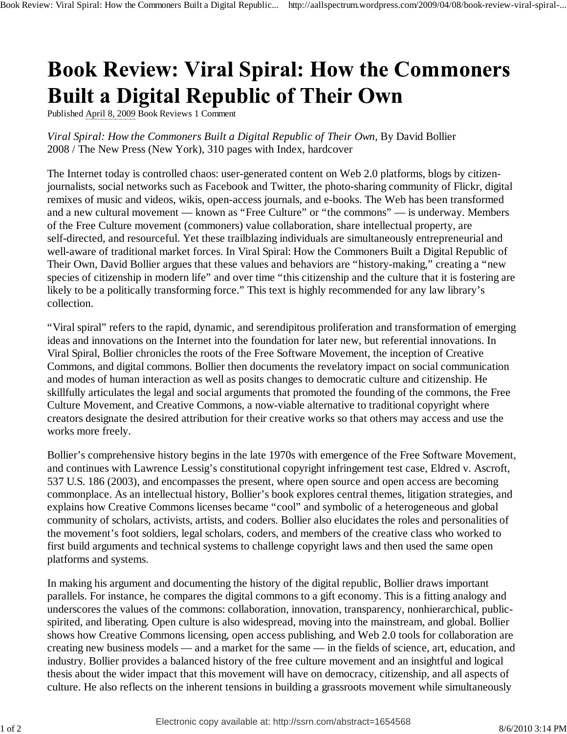# Book Review: Viral Spiral: How the Commoners Built a Digital Republic of Their Own

Published April 8, 2009 Book Reviews 1 Comment

*Viral Spiral: How the Commoners Built a Digital Republic of Their Own*, By David Bollier
2008 / The New Press (New York), 310 pages with Index, hardcover

The Internet today is controlled chaos: user-generated content on Web 2.0 platforms, blogs by citizen-journalists, social networks such as Facebook and Twitter, the photo-sharing community of Flickr, digital remixes of music and videos, wikis, open-access journals, and e-books. The Web has been transformed and a new cultural movement — known as "Free Culture" or "the commons" — is underway. Members of the Free Culture movement (commoners) value collaboration, share intellectual property, are self-directed, and resourceful. Yet these trailblazing individuals are simultaneously entrepreneurial and well-aware of traditional market forces. In Viral Spiral: How the Commoners Built a Digital Republic of Their Own, David Bollier argues that these values and behaviors are "history-making," creating a "new species of citizenship in modern life" and over time "this citizenship and the culture that it is fostering are likely to be a politically transforming force." This text is highly recommended for any law library's collection.

"Viral spiral" refers to the rapid, dynamic, and serendipitous proliferation and transformation of emerging ideas and innovations on the Internet into the foundation for later new, but referential innovations. In Viral Spiral, Bollier chronicles the roots of the Free Software Movement, the inception of Creative Commons, and digital commons. Bollier then documents the revelatory impact on social communication and modes of human interaction as well as posits changes to democratic culture and citizenship. He skillfully articulates the legal and social arguments that promoted the founding of the commons, the Free Culture Movement, and Creative Commons, a now-viable alternative to traditional copyright where creators designate the desired attribution for their creative works so that others may access and use the works more freely.

Bollier's comprehensive history begins in the late 1970s with emergence of the Free Software Movement, and continues with Lawrence Lessig's constitutional copyright infringement test case, Eldred v. Ascroft, 537 U.S. 186 (2003), and encompasses the present, where open source and open access are becoming commonplace. As an intellectual history, Bollier's book explores central themes, litigation strategies, and explains how Creative Commons licenses became "cool" and symbolic of a heterogeneous and global community of scholars, activists, artists, and coders. Bollier also elucidates the roles and personalities of the movement's foot soldiers, legal scholars, coders, and members of the creative class who worked to first build arguments and technical systems to challenge copyright laws and then used the same open platforms and systems.

In making his argument and documenting the history of the digital republic, Bollier draws important parallels. For instance, he compares the digital commons to a gift economy. This is a fitting analogy and underscores the values of the commons: collaboration, innovation, transparency, nonhierarchical, public-spirited, and liberating. Open culture is also widespread, moving into the mainstream, and global. Bollier shows how Creative Commons licensing, open access publishing, and Web 2.0 tools for collaboration are creating new business models — and a market for the same — in the fields of science, art, education, and industry. Bollier provides a balanced history of the free culture movement and an insightful and logical thesis about the wider impact that this movement will have on democracy, citizenship, and all aspects of culture. He also reflects on the inherent tensions in building a grassroots movement while simultaneously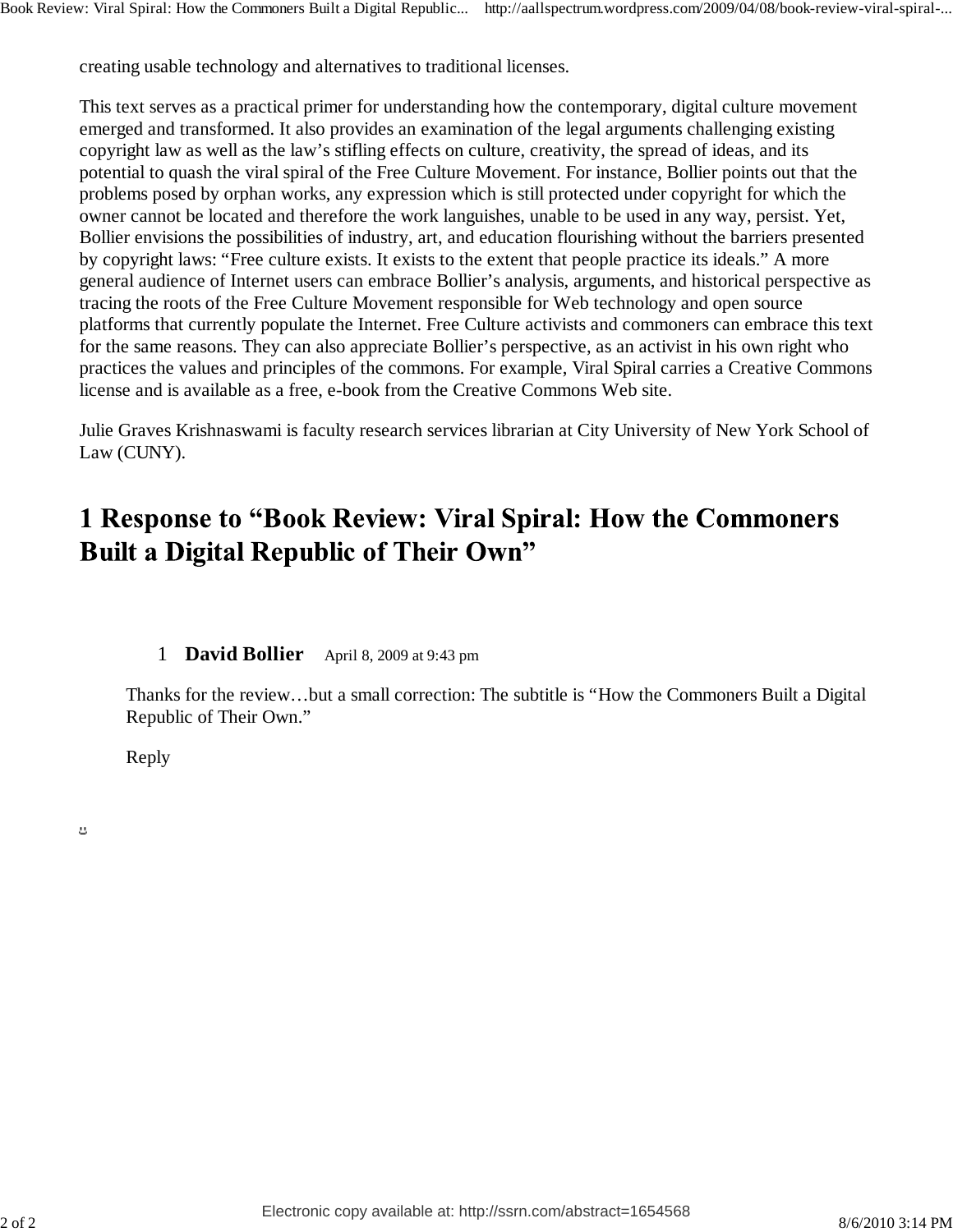creating usable technology and alternatives to traditional licenses.

This text serves as a practical primer for understanding how the contemporary, digital culture movement emerged and transformed. It also provides an examination of the legal arguments challenging existing copyright law as well as the law's stifling effects on culture, creativity, the spread of ideas, and its potential to quash the viral spiral of the Free Culture Movement. For instance, Bollier points out that the problems posed by orphan works, any expression which is still protected under copyright for which the owner cannot be located and therefore the work languishes, unable to be used in any way, persist. Yet, Bollier envisions the possibilities of industry, art, and education flourishing without the barriers presented by copyright laws: "Free culture exists. It exists to the extent that people practice its ideals." A more general audience of Internet users can embrace Bollier's analysis, arguments, and historical perspective as tracing the roots of the Free Culture Movement responsible for Web technology and open source platforms that currently populate the Internet. Free Culture activists and commoners can embrace this text for the same reasons. They can also appreciate Bollier's perspective, as an activist in his own right who practices the values and principles of the commons. For example, Viral Spiral carries a Creative Commons license and is available as a free, e-book from the Creative Commons Web site.

Julie Graves Krishnaswami is faculty research services librarian at City University of New York School of Law (CUNY).

## 1 Response to "Book Review: Viral Spiral: How the Commoners Built a Digital Republic of Their Own"

1 **David Bollier** April 8, 2009 at 9:43 pm

Thanks for the review…but a small correction: The subtitle is "How the Commoners Built a Digital Republic of Their Own."

Reply

Electronic copy available at: http://ssrn.com/abstract=1654568